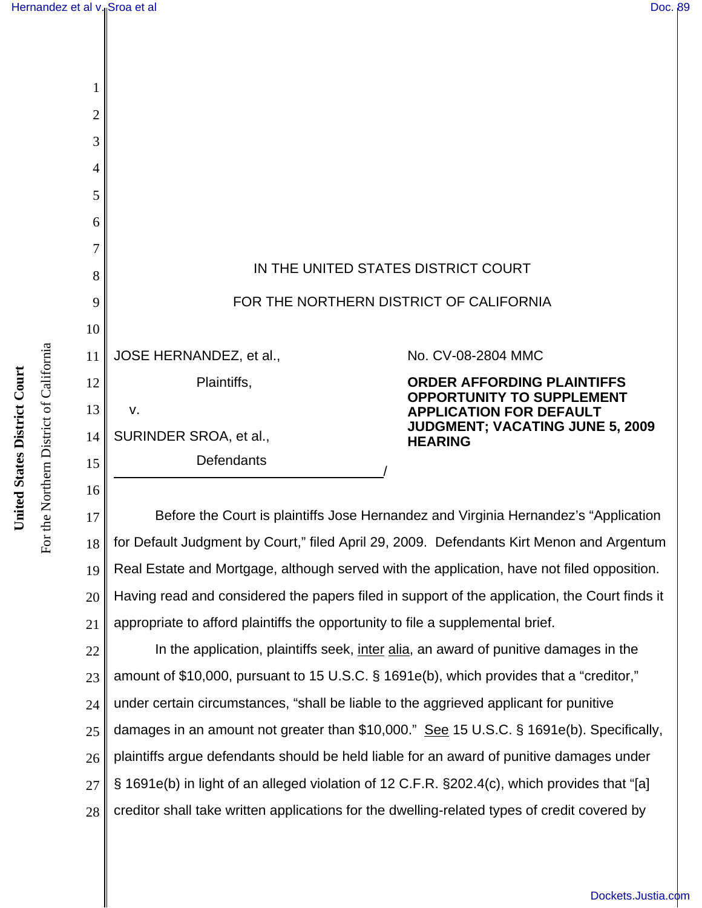IN THE UNITED STATES DISTRICT COURT

FOR THE NORTHERN DISTRICT OF CALIFORNIA

JOSE HERNANDEZ, et al.,

Plaintiffs,

v.

SURINDER SROA, et al.,

Defendants

/

No. CV-08-2804 MMC

**ORDER AFFORDING PLAINTIFFS OPPORTUNITY TO SUPPLEMENT APPLICATION FOR DEFAULT JUDGMENT; VACATING JUNE 5, 2009 HEARING**

Before the Court is plaintiffs Jose Hernandez and Virginia Hernandez's "Application for Default Judgment by Court," filed April 29, 2009. Defendants Kirt Menon and Argentum Real Estate and Mortgage, although served with the application, have not filed opposition. Having read and considered the papers filed in support of the application, the Court finds it appropriate to afford plaintiffs the opportunity to file a supplemental brief.

In the application, plaintiffs seek, inter alia, an award of punitive damages in the amount of $10,000, pursuant to 15 U.S.C. § 1691e(b), which provides that a "creditor," under certain circumstances, "shall be liable to the aggrieved applicant for punitive damages in an amount not greater than $10,000." See 15 U.S.C. § 1691e(b). Specifically, plaintiffs argue defendants should be held liable for an award of punitive damages under § 1691e(b) in light of an alleged violation of 12 C.F.R. §202.4(c), which provides that "[a] creditor shall take written applications for the dwelling-related types of credit covered by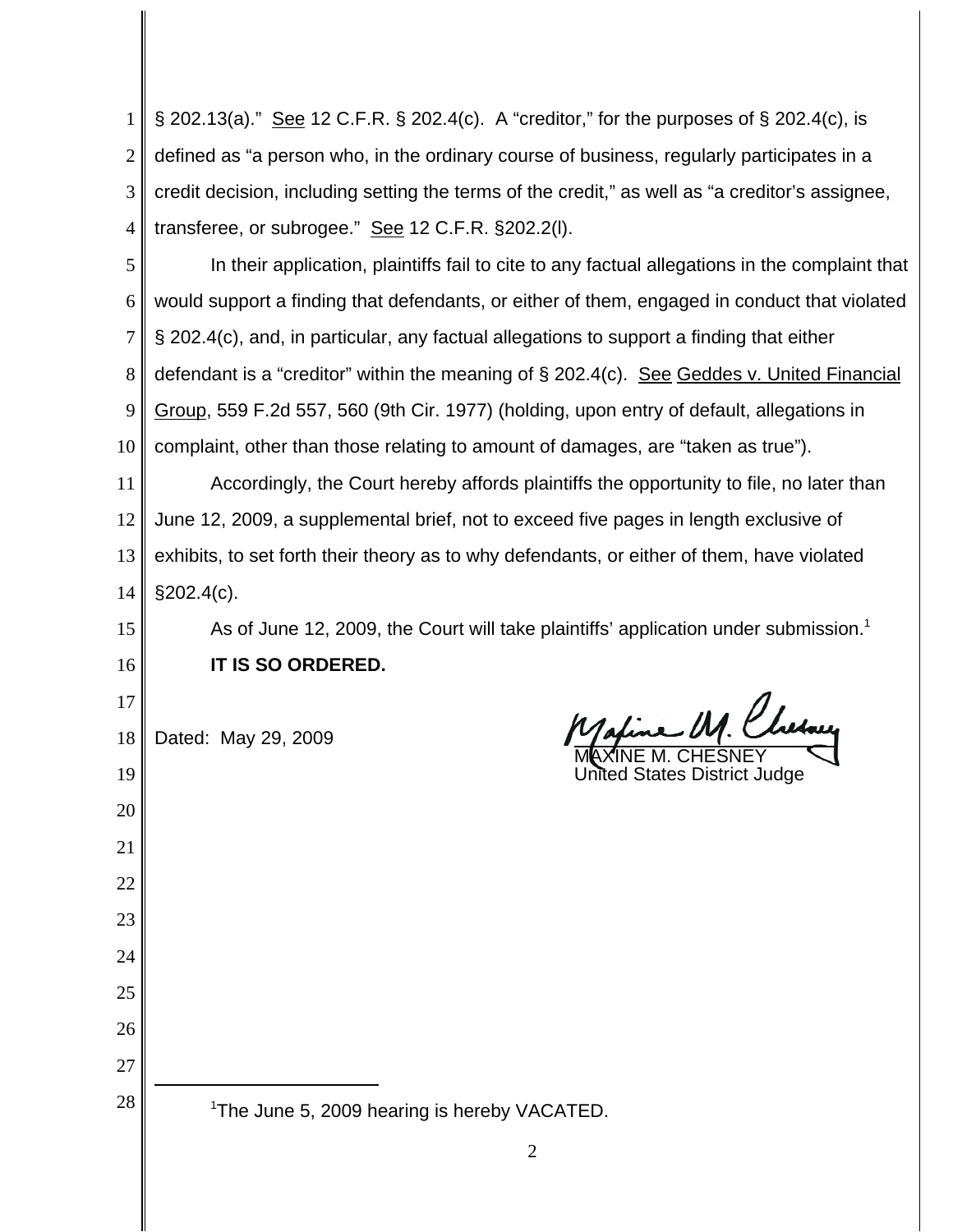§ 202.13(a)." See 12 C.F.R. § 202.4(c). A "creditor," for the purposes of § 202.4(c), is defined as "a person who, in the ordinary course of business, regularly participates in a credit decision, including setting the terms of the credit," as well as "a creditor's assignee, transferee, or subrogee." See 12 C.F.R. §202.2(l).

In their application, plaintiffs fail to cite to any factual allegations in the complaint that would support a finding that defendants, or either of them, engaged in conduct that violated § 202.4(c), and, in particular, any factual allegations to support a finding that either defendant is a "creditor" within the meaning of § 202.4(c). See Geddes v. United Financial Group, 559 F.2d 557, 560 (9th Cir. 1977) (holding, upon entry of default, allegations in complaint, other than those relating to amount of damages, are "taken as true").

Accordingly, the Court hereby affords plaintiffs the opportunity to file, no later than June 12, 2009, a supplemental brief, not to exceed five pages in length exclusive of exhibits, to set forth their theory as to why defendants, or either of them, have violated §202.4(c).

As of June 12, 2009, the Court will take plaintiffs' application under submission.[1]

**IT IS SO ORDERED.**

Dated: May 29, 2009

MAXINE M. CHESNEY
United States District Judge

[1]The June 5, 2009 hearing is hereby VACATED.